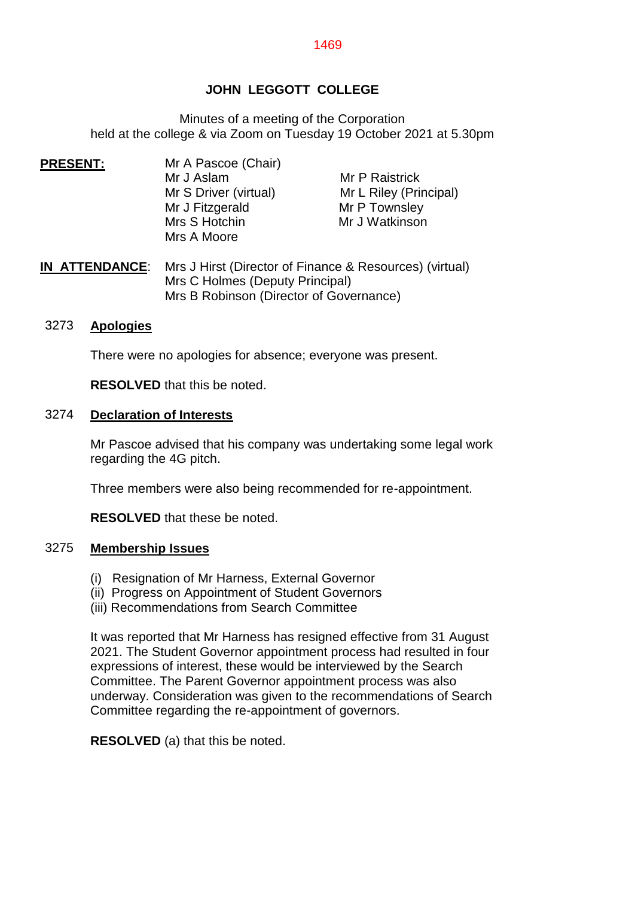# JOHN LEGGOTT COLLEGE

Minutes of a meeting of the Corporation
held at the college & via Zoom on Tuesday 19 October 2021 at 5.30pm

**PRESENT:**

Mr A Pascoe (Chair)
Mr J Aslam
Mr S Driver (virtual)
Mr J Fitzgerald
Mrs S Hotchin
Mrs A Moore
Mr P Raistrick
Mr L Riley (Principal)
Mr P Townsley
Mr J Watkinson

**IN ATTENDANCE**:

Mrs J Hirst (Director of Finance & Resources) (virtual)
Mrs C Holmes (Deputy Principal)
Mrs B Robinson (Director of Governance)

## 3273 Apologies

There were no apologies for absence; everyone was present.

**RESOLVED** that this be noted.

## 3274 Declaration of Interests

Mr Pascoe advised that his company was undertaking some legal work regarding the 4G pitch.

Three members were also being recommended for re-appointment.

**RESOLVED** that these be noted.

## 3275 Membership Issues

(i) Resignation of Mr Harness, External Governor
(ii) Progress on Appointment of Student Governors
(iii) Recommendations from Search Committee

It was reported that Mr Harness has resigned effective from 31 August 2021. The Student Governor appointment process had resulted in four expressions of interest, these would be interviewed by the Search Committee. The Parent Governor appointment process was also underway. Consideration was given to the recommendations of Search Committee regarding the re-appointment of governors.

**RESOLVED** (a) that this be noted.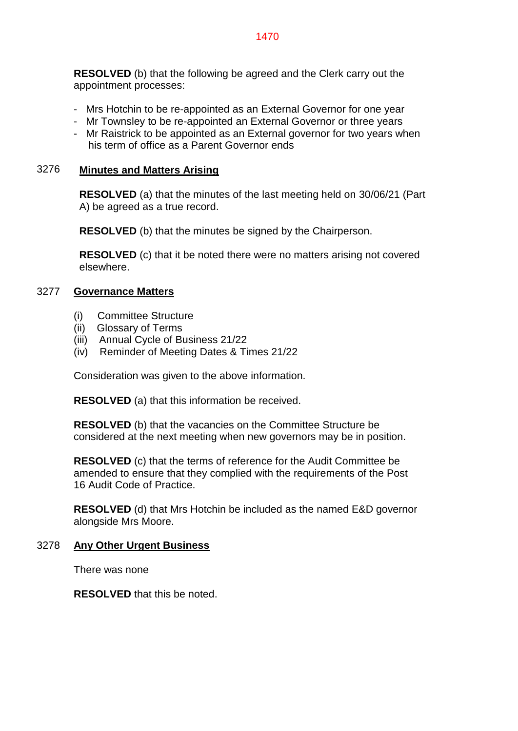**RESOLVED** (b) that the following be agreed and the Clerk carry out the appointment processes:

- Mrs Hotchin to be re-appointed as an External Governor for one year
- Mr Townsley to be re-appointed an External Governor or three years
- Mr Raistrick to be appointed as an External governor for two years when his term of office as a Parent Governor ends

## 3276 Minutes and Matters Arising

**RESOLVED** (a) that the minutes of the last meeting held on 30/06/21 (Part A) be agreed as a true record.

**RESOLVED** (b) that the minutes be signed by the Chairperson.

**RESOLVED** (c) that it be noted there were no matters arising not covered elsewhere.

## 3277 Governance Matters

(i) Committee Structure
(ii) Glossary of Terms
(iii) Annual Cycle of Business 21/22
(iv) Reminder of Meeting Dates & Times 21/22

Consideration was given to the above information.

**RESOLVED** (a) that this information be received.

**RESOLVED** (b) that the vacancies on the Committee Structure be considered at the next meeting when new governors may be in position.

**RESOLVED** (c) that the terms of reference for the Audit Committee be amended to ensure that they complied with the requirements of the Post 16 Audit Code of Practice.

**RESOLVED** (d) that Mrs Hotchin be included as the named E&D governor alongside Mrs Moore.

## 3278 Any Other Urgent Business

There was none

**RESOLVED** that this be noted.